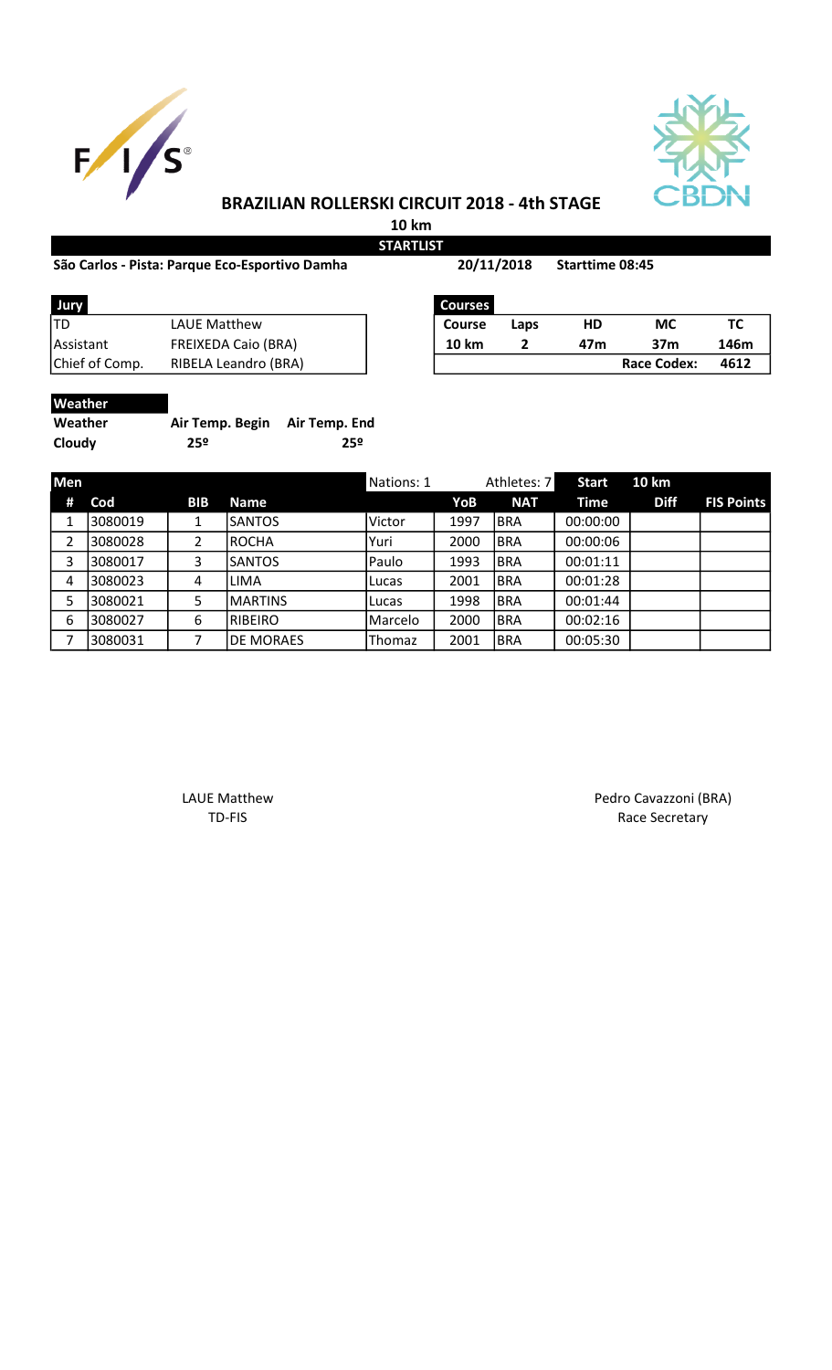# BRAZILIAN ROLLERSKI CIRCUIT 2018 - 4th STAGE

**10 km**

**STARTLIST**

**São Carlos - Pista: Parque Eco-Esportivo Damha** **20/11/2018** **Starttime 08:45**

| Jury | |
|---|---|
| TD | LAUE Matthew |
| Assistant | FREIXEDA Caio (BRA) |
| Chief of Comp. | RIBELA Leandro (BRA) |

| Courses | | | | |
|---|---|---|---|---|
| Course | Laps | HD | MC | TC |
| 10 km | 2 | 47m | 37m | 146m |
| | | | Race Codex: | 4612 |

| Weather | | |
|---|---|---|
| Weather | Air Temp. Begin | Air Temp. End |
| Cloudy | 25º | 25º |

| Men | | | | Nations: 1 | | Athletes: 7 | Start | 10 km | |
|---|---|---|---|---|---|---|---|---|---|
| # | Cod | BIB | Name | | YoB | NAT | Time | Diff | FIS Points |
| 1 | 3080019 | 1 | SANTOS | Victor | 1997 | BRA | 00:00:00 | | |
| 2 | 3080028 | 2 | ROCHA | Yuri | 2000 | BRA | 00:00:06 | | |
| 3 | 3080017 | 3 | SANTOS | Paulo | 1993 | BRA | 00:01:11 | | |
| 4 | 3080023 | 4 | LIMA | Lucas | 2001 | BRA | 00:01:28 | | |
| 5 | 3080021 | 5 | MARTINS | Lucas | 1998 | BRA | 00:01:44 | | |
| 6 | 3080027 | 6 | RIBEIRO | Marcelo | 2000 | BRA | 00:02:16 | | |
| 7 | 3080031 | 7 | DE MORAES | Thomaz | 2001 | BRA | 00:05:30 | | |

LAUE Matthew
TD-FIS

Pedro Cavazzoni (BRA)
Race Secretary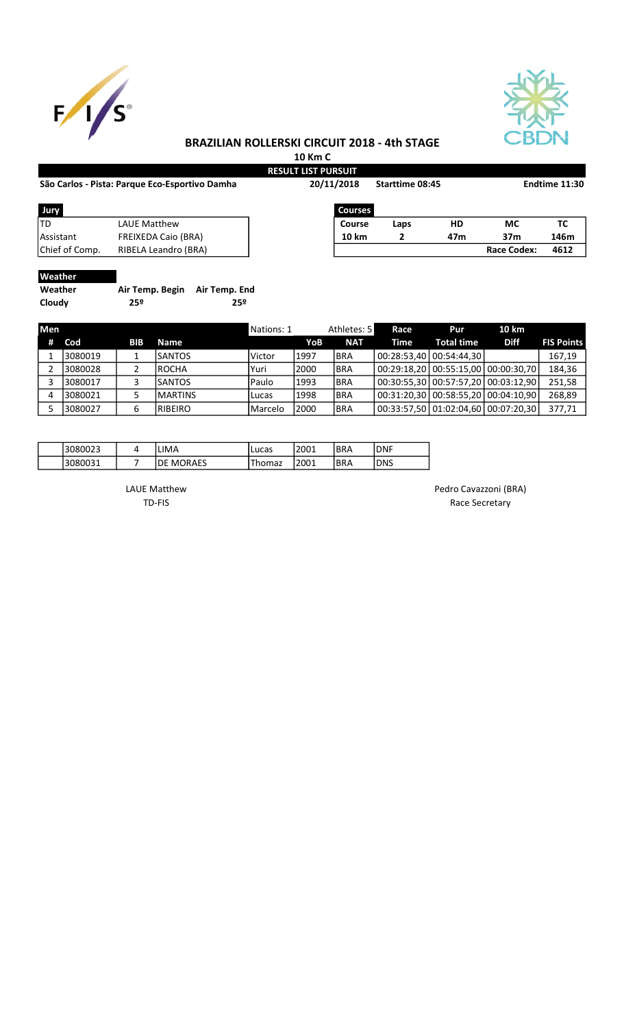# BRAZILIAN ROLLERSKI CIRCUIT 2018 - 4th STAGE

**10 Km C**

**RESULT LIST PURSUIT**

**São Carlos - Pista: Parque Eco-Esportivo Damha** | **20/11/2018** | **Starttime 08:45** | **Endtime 11:30**

| Jury | |
|---|---|
| TD | LAUE Matthew |
| Assistant | FREIXEDA Caio (BRA) |
| Chief of Comp. | RIBELA Leandro (BRA) |

| Courses | | | | |
|---|---|---|---|---|
| Course | Laps | HD | MC | TC |
| 10 km | 2 | 47m | 37m | 146m |
| | | | Race Codex: | 4612 |

**Weather**

| Weather | Air Temp. Begin | Air Temp. End |
|---|---|---|
| Cloudy | 25º | 25º |

| Men | | | | Nations: 1 | | Athletes: 5 | Race | Pur | 10 km | |
|---|---|---|---|---|---|---|---|---|---|---|
| # | Cod | BIB | Name | | YoB | NAT | Time | Total time | Diff | FIS Points |
| 1 | 3080019 | 1 | SANTOS | Victor | 1997 | BRA | 00:28:53,40 | 00:54:44,30 | | 167,19 |
| 2 | 3080028 | 2 | ROCHA | Yuri | 2000 | BRA | 00:29:18,20 | 00:55:15,00 | 00:00:30,70 | 184,36 |
| 3 | 3080017 | 3 | SANTOS | Paulo | 1993 | BRA | 00:30:55,30 | 00:57:57,20 | 00:03:12,90 | 251,58 |
| 4 | 3080021 | 5 | MARTINS | Lucas | 1998 | BRA | 00:31:20,30 | 00:58:55,20 | 00:04:10,90 | 268,89 |
| 5 | 3080027 | 6 | RIBEIRO | Marcelo | 2000 | BRA | 00:33:57,50 | 01:02:04,60 | 00:07:20,30 | 377,71 |

| | | | | | | | |
|---|---|---|---|---|---|---|---|
| | 3080023 | 4 | LIMA | Lucas | 2001 | BRA | DNF |
| | 3080031 | 7 | DE MORAES | Thomaz | 2001 | BRA | DNS |

LAUE Matthew
TD-FIS

Pedro Cavazzoni (BRA)
Race Secretary